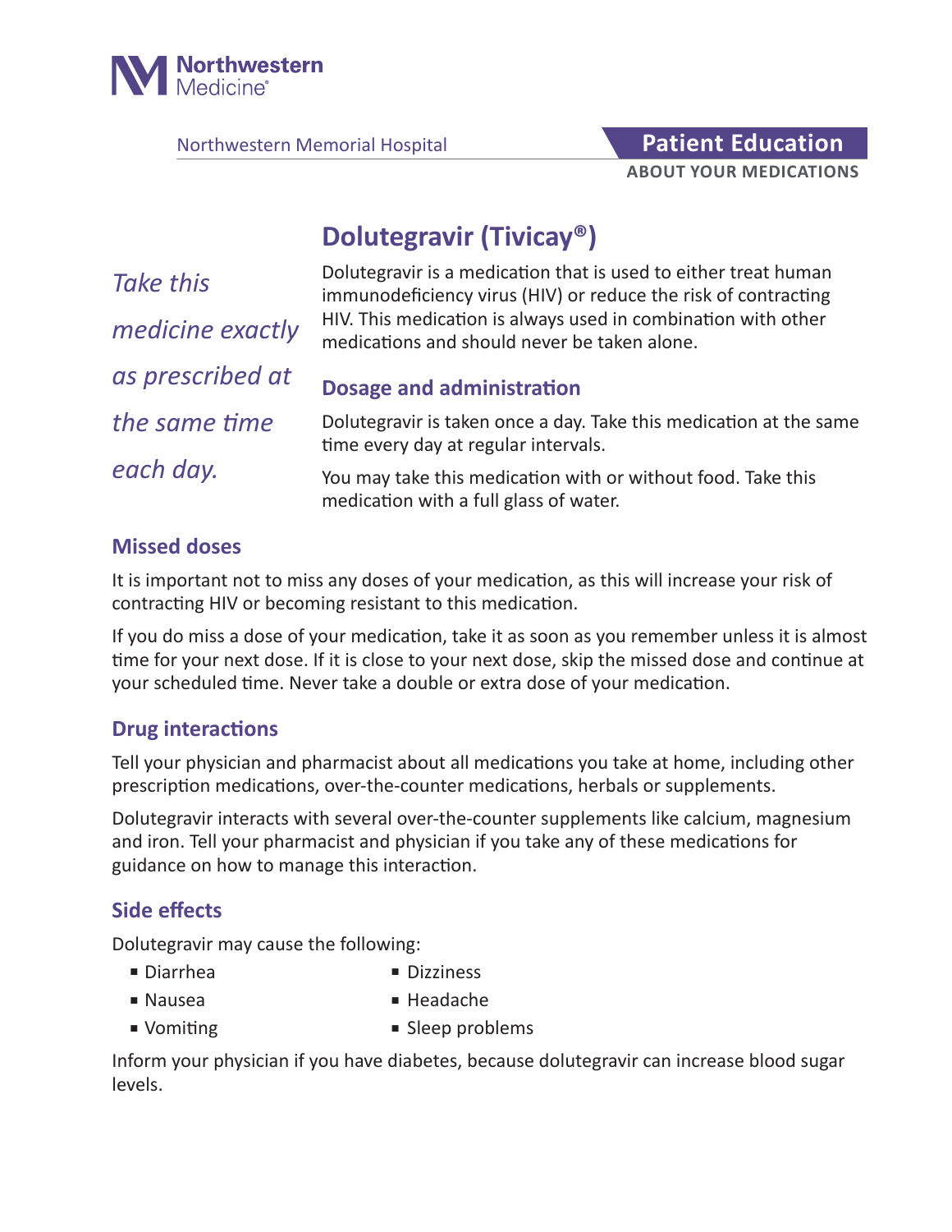Northwestern Medicine

Northwestern Memorial Hospital

**Patient Education**
**ABOUT YOUR MEDICATIONS**

# Dolutegravir (Tivicay®)

*Take this medicine exactly as prescribed at the same time each day.*

Dolutegravir is a medication that is used to either treat human immunodeficiency virus (HIV) or reduce the risk of contracting HIV. This medication is always used in combination with other medications and should never be taken alone.

## Dosage and administration

Dolutegravir is taken once a day. Take this medication at the same time every day at regular intervals.

You may take this medication with or without food. Take this medication with a full glass of water.

## Missed doses

It is important not to miss any doses of your medication, as this will increase your risk of contracting HIV or becoming resistant to this medication.

If you do miss a dose of your medication, take it as soon as you remember unless it is almost time for your next dose. If it is close to your next dose, skip the missed dose and continue at your scheduled time. Never take a double or extra dose of your medication.

## Drug interactions

Tell your physician and pharmacist about all medications you take at home, including other prescription medications, over-the-counter medications, herbals or supplements.

Dolutegravir interacts with several over-the-counter supplements like calcium, magnesium and iron. Tell your pharmacist and physician if you take any of these medications for guidance on how to manage this interaction.

## Side effects

Dolutegravir may cause the following:

- Diarrhea
- Nausea
- Vomiting
- Dizziness
- Headache
- Sleep problems

Inform your physician if you have diabetes, because dolutegravir can increase blood sugar levels.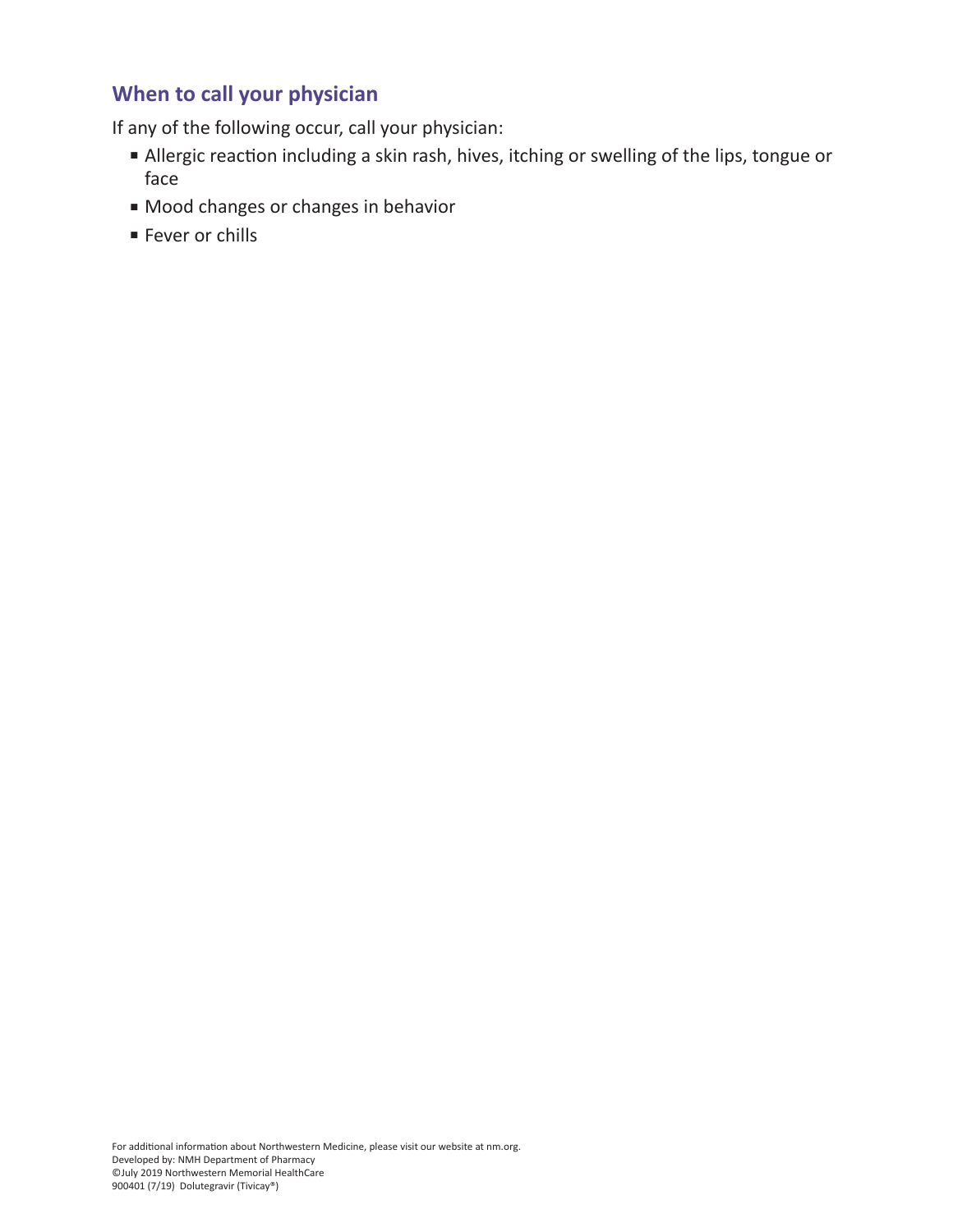## When to call your physician

If any of the following occur, call your physician:

- Allergic reaction including a skin rash, hives, itching or swelling of the lips, tongue or face
- Mood changes or changes in behavior
- Fever or chills

For additional information about Northwestern Medicine, please visit our website at nm.org.
Developed by: NMH Department of Pharmacy
©July 2019 Northwestern Memorial HealthCare
900401 (7/19) Dolutegravir (Tivicay®)